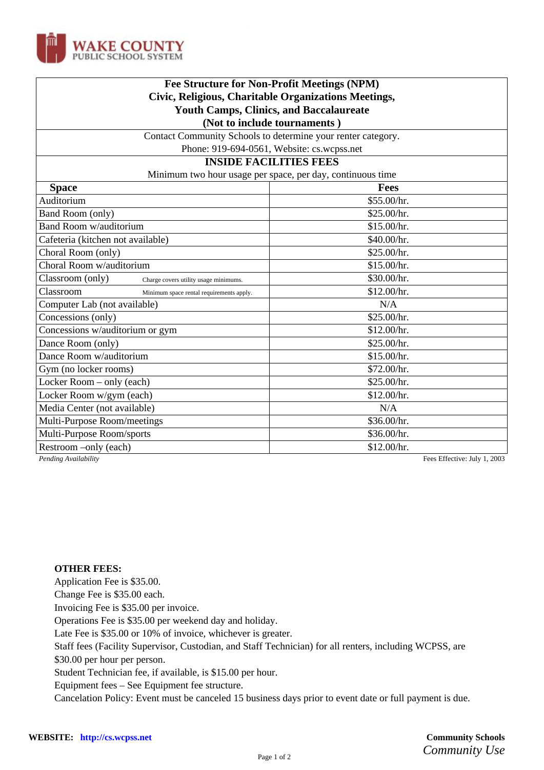WAKE COUNTY PUBLIC SCHOOL SYSTEM

## Fee Structure for Non-Profit Meetings (NPM)
## Civic, Religious, Charitable Organizations Meetings, Youth Camps, Clinics, and Baccalaureate
## (Not to include tournaments )

Contact Community Schools to determine your renter category.
Phone: 919-694-0561, Website: cs.wcpss.net

### INSIDE FACILITIES FEES

Minimum two hour usage per space, per day, continuous time

| Space | Fees |
|---|---|
| Auditorium | $55.00/hr. |
| Band Room (only) | $25.00/hr. |
| Band Room w/auditorium | $15.00/hr. |
| Cafeteria (kitchen not available) | $40.00/hr. |
| Choral Room (only) | $25.00/hr. |
| Choral Room w/auditorium | $15.00/hr. |
| Classroom (only) Charge covers utility usage minimums. | $30.00/hr. |
| Classroom Minimum space rental requirements apply. | $12.00/hr. |
| Computer Lab (not available) | N/A |
| Concessions (only) | $25.00/hr. |
| Concessions w/auditorium or gym | $12.00/hr. |
| Dance Room (only) | $25.00/hr. |
| Dance Room w/auditorium | $15.00/hr. |
| Gym (no locker rooms) | $72.00/hr. |
| Locker Room – only (each) | $25.00/hr. |
| Locker Room w/gym (each) | $12.00/hr. |
| Media Center (not available) | N/A |
| Multi-Purpose Room/meetings | $36.00/hr. |
| Multi-Purpose Room/sports | $36.00/hr. |
| Restroom –only (each) | $12.00/hr. |

*Pending Availability* Fees Effective: July 1, 2003

**OTHER FEES:**

Application Fee is $35.00.
Change Fee is $35.00 each.
Invoicing Fee is $35.00 per invoice.
Operations Fee is $35.00 per weekend day and holiday.
Late Fee is $35.00 or 10% of invoice, whichever is greater.
Staff fees (Facility Supervisor, Custodian, and Staff Technician) for all renters, including WCPSS, are $30.00 per hour per person.
Student Technician fee, if available, is $15.00 per hour.
Equipment fees – See Equipment fee structure.
Cancelation Policy: Event must be canceled 15 business days prior to event date or full payment is due.

**WEBSITE:** **http://cs.wcpss.net**

**Community Schools**
*Community Use*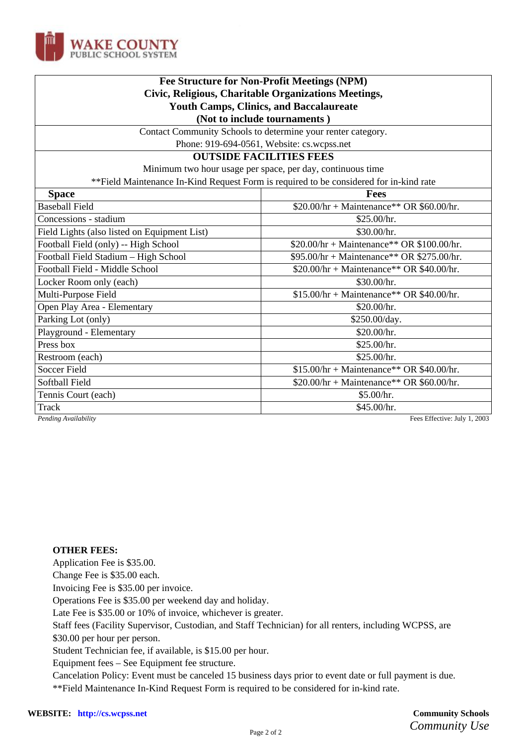**WAKE COUNTY PUBLIC SCHOOL SYSTEM**

## Fee Structure for Non-Profit Meetings (NPM)
## Civic, Religious, Charitable Organizations Meetings, Youth Camps, Clinics, and Baccalaureate
## (Not to include tournaments )

Contact Community Schools to determine your renter category.
Phone: 919-694-0561, Website: cs.wcpss.net

### OUTSIDE FACILITIES FEES

Minimum two hour usage per space, per day, continuous time
**Field Maintenance In-Kind Request Form is required to be considered for in-kind rate

| Space | Fees |
|---|---|
| Baseball Field | $20.00/hr + Maintenance** OR $60.00/hr. |
| Concessions - stadium | $25.00/hr. |
| Field Lights (also listed on Equipment List) | $30.00/hr. |
| Football Field (only) -- High School | $20.00/hr + Maintenance** OR $100.00/hr. |
| Football Field Stadium – High School | $95.00/hr + Maintenance** OR $275.00/hr. |
| Football Field - Middle School | $20.00/hr + Maintenance** OR $40.00/hr. |
| Locker Room only (each) | $30.00/hr. |
| Multi-Purpose Field | $15.00/hr + Maintenance** OR $40.00/hr. |
| Open Play Area - Elementary | $20.00/hr. |
| Parking Lot (only) | $250.00/day. |
| Playground - Elementary | $20.00/hr. |
| Press box | $25.00/hr. |
| Restroom (each) | $25.00/hr. |
| Soccer Field | $15.00/hr + Maintenance** OR $40.00/hr. |
| Softball Field | $20.00/hr + Maintenance** OR $60.00/hr. |
| Tennis Court (each) | $5.00/hr. |
| Track | $45.00/hr. |

*Pending Availability* Fees Effective: July 1, 2003

**OTHER FEES:**

Application Fee is $35.00.
Change Fee is $35.00 each.
Invoicing Fee is $35.00 per invoice.
Operations Fee is $35.00 per weekend day and holiday.
Late Fee is $35.00 or 10% of invoice, whichever is greater.
Staff fees (Facility Supervisor, Custodian, and Staff Technician) for all renters, including WCPSS, are $30.00 per hour per person.
Student Technician fee, if available, is $15.00 per hour.
Equipment fees – See Equipment fee structure.
Cancelation Policy: Event must be canceled 15 business days prior to event date or full payment is due.
**Field Maintenance In-Kind Request Form is required to be considered for in-kind rate.

**WEBSITE:** **http://cs.wcpss.net**

**Community Schools**
*Community Use*